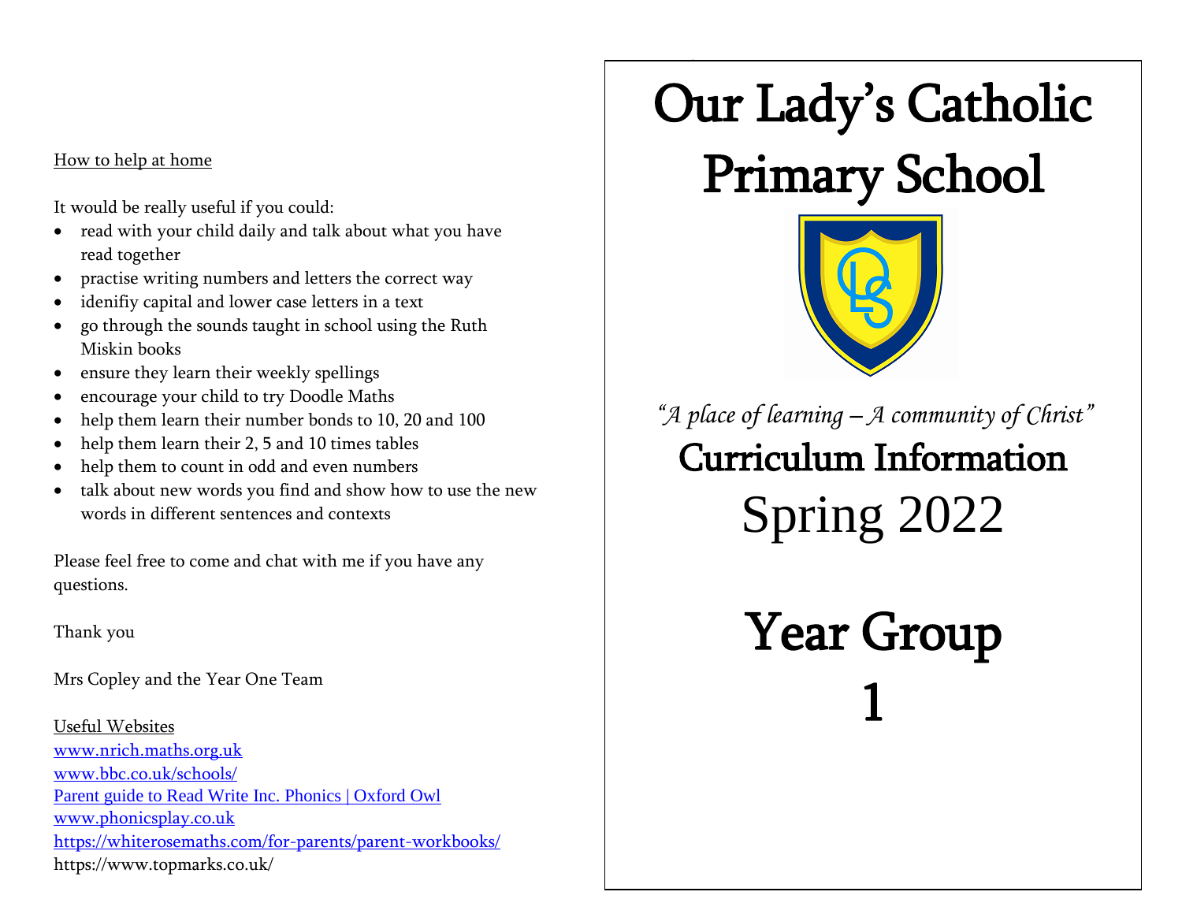# Our Lady's Catholic Primary School

*"A place of learning – A community of Christ"*

## Curriculum Information

## Spring 2022

# Year Group 1

How to help at home

It would be really useful if you could:

- read with your child daily and talk about what you have read together
- practise writing numbers and letters the correct way
- idenifiy capital and lower case letters in a text
- go through the sounds taught in school using the Ruth Miskin books
- ensure they learn their weekly spellings
- encourage your child to try Doodle Maths
- help them learn their number bonds to 10, 20 and 100
- help them learn their 2, 5 and 10 times tables
- help them to count in odd and even numbers
- talk about new words you find and show how to use the new words in different sentences and contexts

Please feel free to come and chat with me if you have any questions.

Thank you

Mrs Copley and the Year One Team

Useful Websites

www.nrich.maths.org.uk
www.bbc.co.uk/schools/
Parent guide to Read Write Inc. Phonics | Oxford Owl
www.phonicsplay.co.uk
https://whiterosemaths.com/for-parents/parent-workbooks/
https://www.topmarks.co.uk/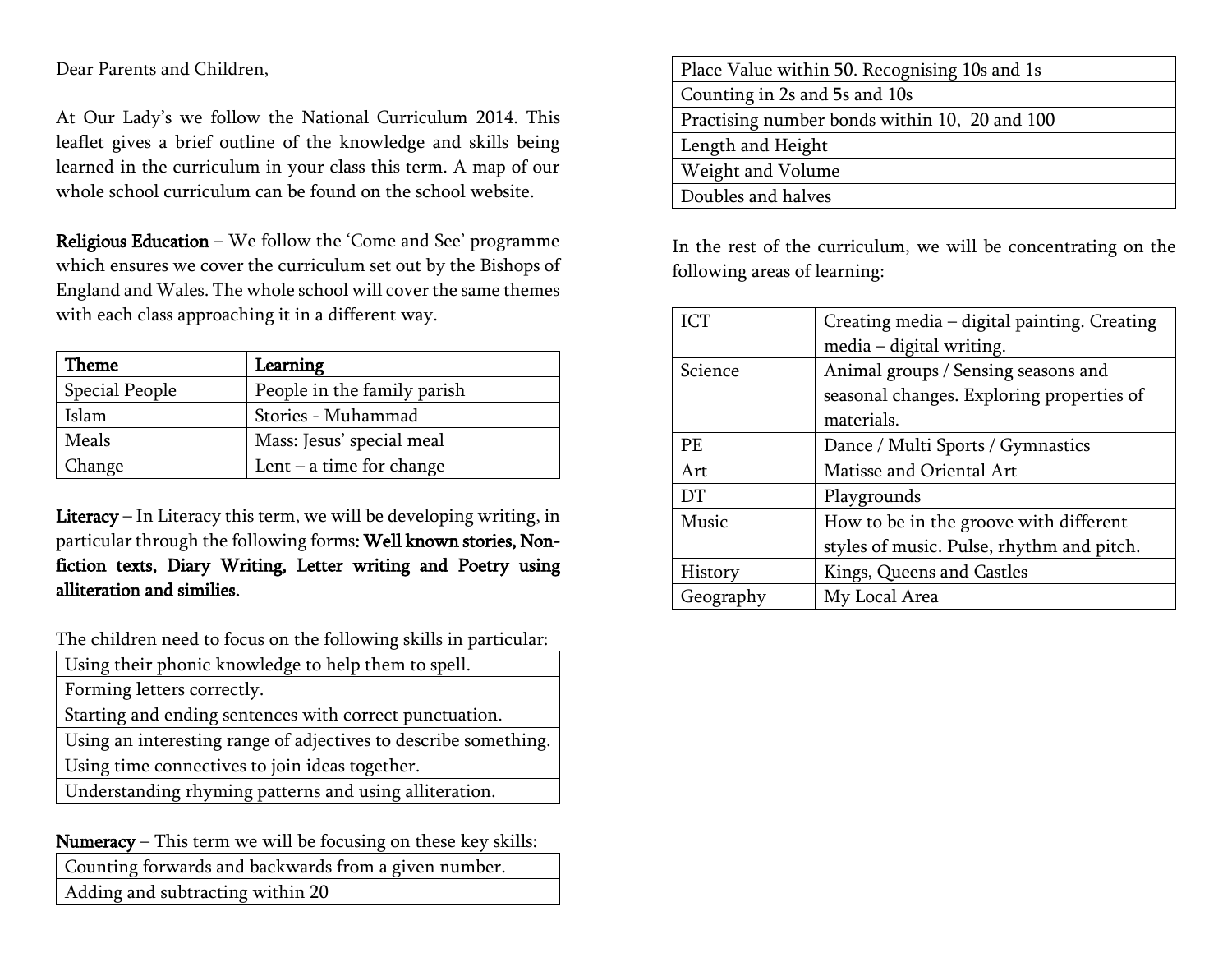Dear Parents and Children,

At Our Lady's we follow the National Curriculum 2014. This leaflet gives a brief outline of the knowledge and skills being learned in the curriculum in your class this term. A map of our whole school curriculum can be found on the school website.

**Religious Education** – We follow the 'Come and See' programme which ensures we cover the curriculum set out by the Bishops of England and Wales. The whole school will cover the same themes with each class approaching it in a different way.

| **Theme** | **Learning** |
|---|---|
| Special People | People in the family parish |
| Islam | Stories - Muhammad |
| Meals | Mass: Jesus' special meal |
| Change | Lent – a time for change |

**Literacy** – In Literacy this term, we will be developing writing, in particular through the following forms: **Well known stories, Non-fiction texts, Diary Writing, Letter writing and Poetry using alliteration and similies.**

The children need to focus on the following skills in particular:

| |
|---|
| Using their phonic knowledge to help them to spell. |
| Forming letters correctly. |
| Starting and ending sentences with correct punctuation. |
| Using an interesting range of adjectives to describe something. |
| Using time connectives to join ideas together. |
| Understanding rhyming patterns and using alliteration. |

**Numeracy** – This term we will be focusing on these key skills:

| |
|---|
| Counting forwards and backwards from a given number. |
| Adding and subtracting within 20 |
| Place Value within 50. Recognising 10s and 1s |
| Counting in 2s and 5s and 10s |
| Practising number bonds within 10, 20 and 100 |
| Length and Height |
| Weight and Volume |
| Doubles and halves |

In the rest of the curriculum, we will be concentrating on the following areas of learning:

| | |
|---|---|
| ICT | Creating media – digital painting. Creating media – digital writing. |
| Science | Animal groups / Sensing seasons and seasonal changes. Exploring properties of materials. |
| PE | Dance / Multi Sports / Gymnastics |
| Art | Matisse and Oriental Art |
| DT | Playgrounds |
| Music | How to be in the groove with different styles of music. Pulse, rhythm and pitch. |
| History | Kings, Queens and Castles |
| Geography | My Local Area |